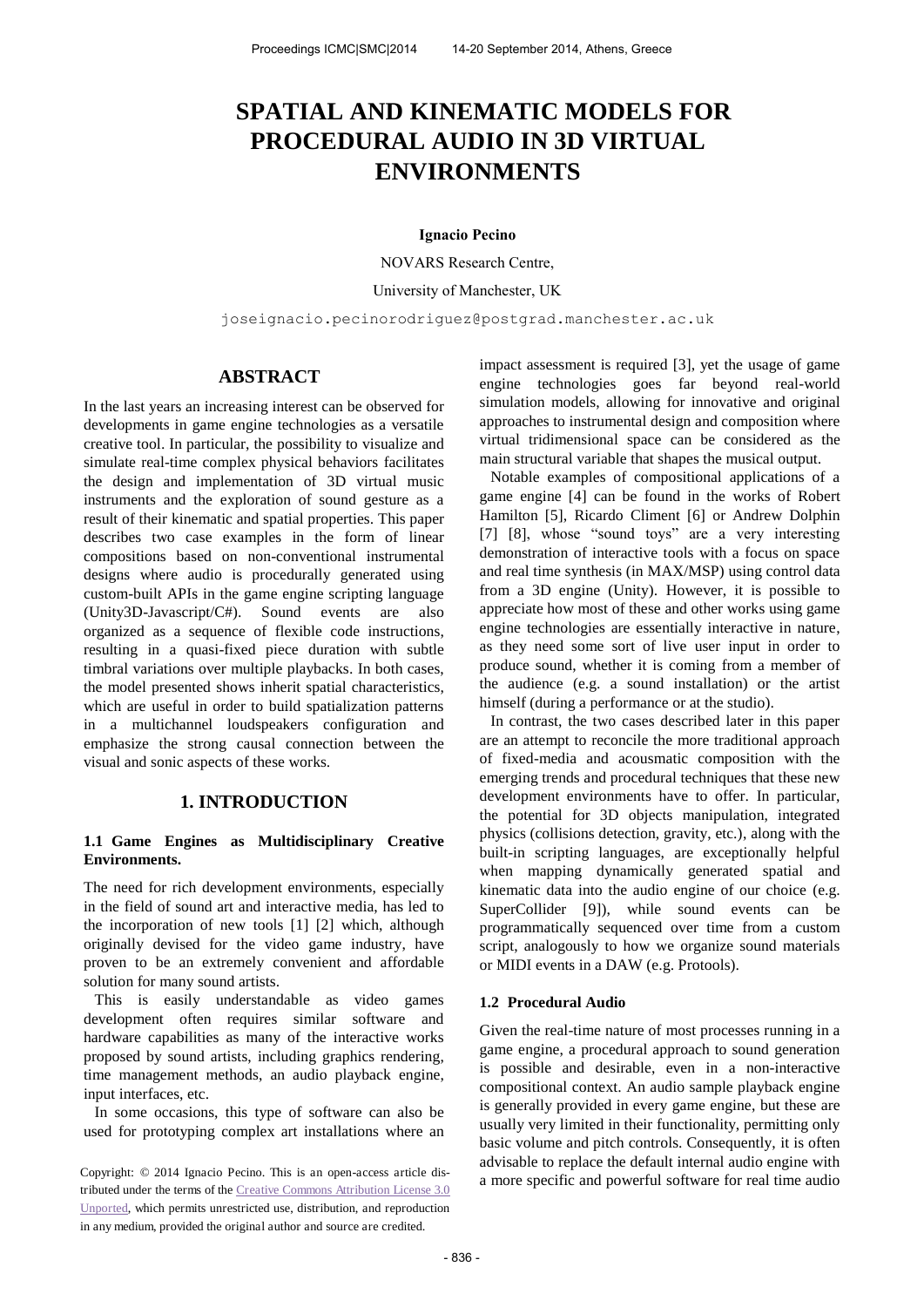# SPATIAL AND KINEMATIC MODELS FOR PROCEDURAL AUDIO IN 3D VIRTUAL ENVIRONMENTS

**Ignacio Pecino**

NOVARS Research Centre,

University of Manchester, UK

joseignacio.pecinorodriguez@postgrad.manchester.ac.uk

## ABSTRACT

In the last years an increasing interest can be observed for developments in game engine technologies as a versatile creative tool. In particular, the possibility to visualize and simulate real-time complex physical behaviors facilitates the design and implementation of 3D virtual music instruments and the exploration of sound gesture as a result of their kinematic and spatial properties. This paper describes two case examples in the form of linear compositions based on non-conventional instrumental designs where audio is procedurally generated using custom-built APIs in the game engine scripting language (Unity3D-Javascript/C#). Sound events are also organized as a sequence of flexible code instructions, resulting in a quasi-fixed piece duration with subtle timbral variations over multiple playbacks. In both cases, the model presented shows inherit spatial characteristics, which are useful in order to build spatialization patterns in a multichannel loudspeakers configuration and emphasize the strong causal connection between the visual and sonic aspects of these works.

## 1. INTRODUCTION

### 1.1 Game Engines as Multidisciplinary Creative Environments.

The need for rich development environments, especially in the field of sound art and interactive media, has led to the incorporation of new tools [1] [2] which, although originally devised for the video game industry, have proven to be an extremely convenient and affordable solution for many sound artists.

This is easily understandable as video games development often requires similar software and hardware capabilities as many of the interactive works proposed by sound artists, including graphics rendering, time management methods, an audio playback engine, input interfaces, etc.

In some occasions, this type of software can also be used for prototyping complex art installations where an impact assessment is required [3], yet the usage of game engine technologies goes far beyond real-world simulation models, allowing for innovative and original approaches to instrumental design and composition where virtual tridimensional space can be considered as the main structural variable that shapes the musical output.

Notable examples of compositional applications of a game engine [4] can be found in the works of Robert Hamilton [5], Ricardo Climent [6] or Andrew Dolphin [7] [8], whose "sound toys" are a very interesting demonstration of interactive tools with a focus on space and real time synthesis (in MAX/MSP) using control data from a 3D engine (Unity). However, it is possible to appreciate how most of these and other works using game engine technologies are essentially interactive in nature, as they need some sort of live user input in order to produce sound, whether it is coming from a member of the audience (e.g. a sound installation) or the artist himself (during a performance or at the studio).

In contrast, the two cases described later in this paper are an attempt to reconcile the more traditional approach of fixed-media and acousmatic composition with the emerging trends and procedural techniques that these new development environments have to offer. In particular, the potential for 3D objects manipulation, integrated physics (collisions detection, gravity, etc.), along with the built-in scripting languages, are exceptionally helpful when mapping dynamically generated spatial and kinematic data into the audio engine of our choice (e.g. SuperCollider [9]), while sound events can be programmatically sequenced over time from a custom script, analogously to how we organize sound materials or MIDI events in a DAW (e.g. Protools).

### 1.2 Procedural Audio

Given the real-time nature of most processes running in a game engine, a procedural approach to sound generation is possible and desirable, even in a non-interactive compositional context. An audio sample playback engine is generally provided in every game engine, but these are usually very limited in their functionality, permitting only basic volume and pitch controls. Consequently, it is often advisable to replace the default internal audio engine with a more specific and powerful software for real time audio

Copyright: © 2014 Ignacio Pecino. This is an open-access article distributed under the terms of the Creative Commons Attribution License 3.0 Unported, which permits unrestricted use, distribution, and reproduction in any medium, provided the original author and source are credited.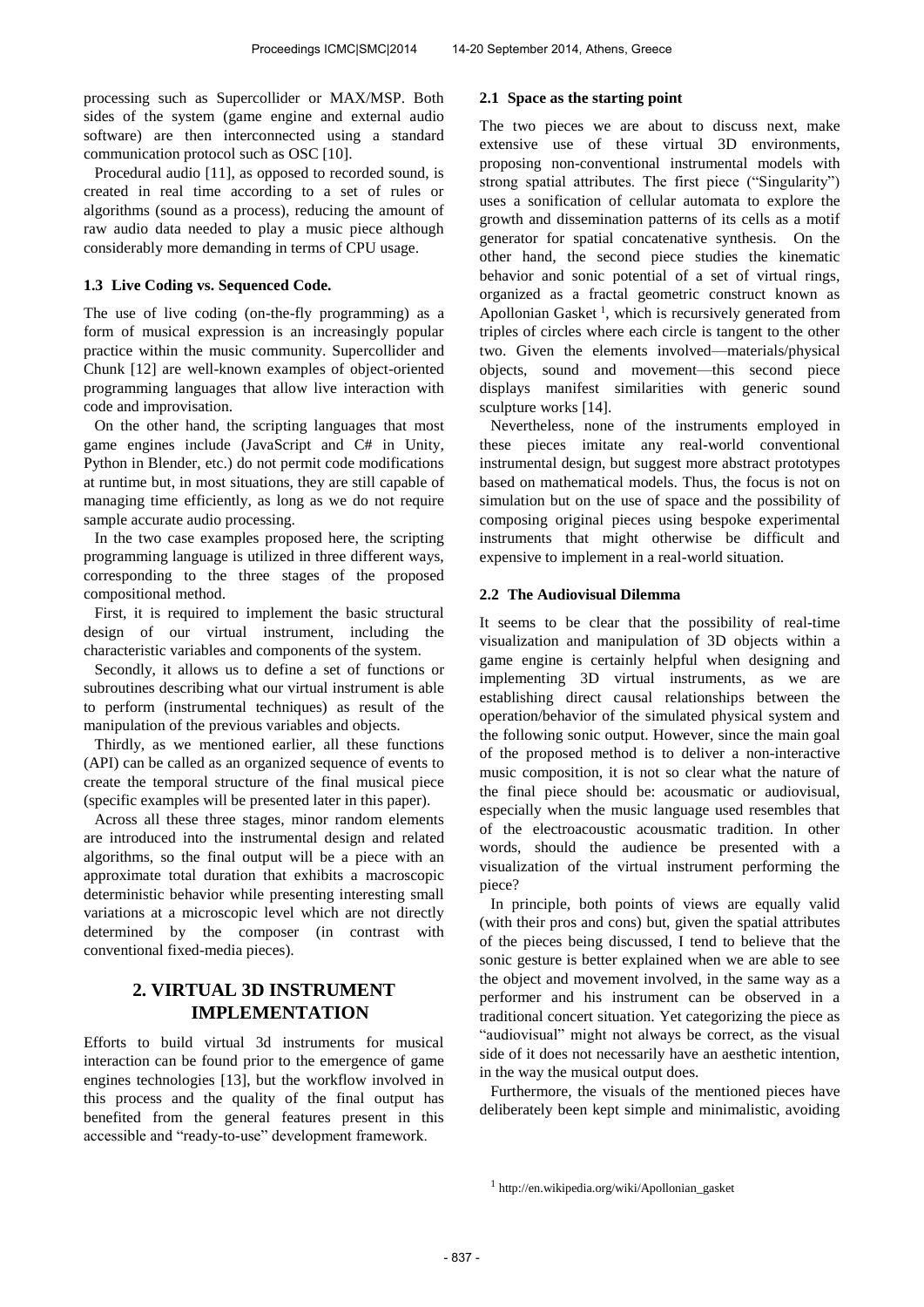processing such as Supercollider or MAX/MSP. Both sides of the system (game engine and external audio software) are then interconnected using a standard communication protocol such as OSC [10].

Procedural audio [11], as opposed to recorded sound, is created in real time according to a set of rules or algorithms (sound as a process), reducing the amount of raw audio data needed to play a music piece although considerably more demanding in terms of CPU usage.

### 1.3 Live Coding vs. Sequenced Code.

The use of live coding (on-the-fly programming) as a form of musical expression is an increasingly popular practice within the music community. Supercollider and Chunk [12] are well-known examples of object-oriented programming languages that allow live interaction with code and improvisation.

On the other hand, the scripting languages that most game engines include (JavaScript and C# in Unity, Python in Blender, etc.) do not permit code modifications at runtime but, in most situations, they are still capable of managing time efficiently, as long as we do not require sample accurate audio processing.

In the two case examples proposed here, the scripting programming language is utilized in three different ways, corresponding to the three stages of the proposed compositional method.

First, it is required to implement the basic structural design of our virtual instrument, including the characteristic variables and components of the system.

Secondly, it allows us to define a set of functions or subroutines describing what our virtual instrument is able to perform (instrumental techniques) as result of the manipulation of the previous variables and objects.

Thirdly, as we mentioned earlier, all these functions (API) can be called as an organized sequence of events to create the temporal structure of the final musical piece (specific examples will be presented later in this paper).

Across all these three stages, minor random elements are introduced into the instrumental design and related algorithms, so the final output will be a piece with an approximate total duration that exhibits a macroscopic deterministic behavior while presenting interesting small variations at a microscopic level which are not directly determined by the composer (in contrast with conventional fixed-media pieces).

## 2. VIRTUAL 3D INSTRUMENT IMPLEMENTATION

Efforts to build virtual 3d instruments for musical interaction can be found prior to the emergence of game engines technologies [13], but the workflow involved in this process and the quality of the final output has benefited from the general features present in this accessible and "ready-to-use" development framework.

### 2.1 Space as the starting point

The two pieces we are about to discuss next, make extensive use of these virtual 3D environments, proposing non-conventional instrumental models with strong spatial attributes. The first piece ("Singularity") uses a sonification of cellular automata to explore the growth and dissemination patterns of its cells as a motif generator for spatial concatenative synthesis. On the other hand, the second piece studies the kinematic behavior and sonic potential of a set of virtual rings, organized as a fractal geometric construct known as Apollonian Gasket [1], which is recursively generated from triples of circles where each circle is tangent to the other two. Given the elements involved—materials/physical objects, sound and movement—this second piece displays manifest similarities with generic sound sculpture works [14].

Nevertheless, none of the instruments employed in these pieces imitate any real-world conventional instrumental design, but suggest more abstract prototypes based on mathematical models. Thus, the focus is not on simulation but on the use of space and the possibility of composing original pieces using bespoke experimental instruments that might otherwise be difficult and expensive to implement in a real-world situation.

### 2.2 The Audiovisual Dilemma

It seems to be clear that the possibility of real-time visualization and manipulation of 3D objects within a game engine is certainly helpful when designing and implementing 3D virtual instruments, as we are establishing direct causal relationships between the operation/behavior of the simulated physical system and the following sonic output. However, since the main goal of the proposed method is to deliver a non-interactive music composition, it is not so clear what the nature of the final piece should be: acousmatic or audiovisual, especially when the music language used resembles that of the electroacoustic acousmatic tradition. In other words, should the audience be presented with a visualization of the virtual instrument performing the piece?

In principle, both points of views are equally valid (with their pros and cons) but, given the spatial attributes of the pieces being discussed, I tend to believe that the sonic gesture is better explained when we are able to see the object and movement involved, in the same way as a performer and his instrument can be observed in a traditional concert situation. Yet categorizing the piece as "audiovisual" might not always be correct, as the visual side of it does not necessarily have an aesthetic intention, in the way the musical output does.

Furthermore, the visuals of the mentioned pieces have deliberately been kept simple and minimalistic, avoiding

[1] http://en.wikipedia.org/wiki/Apollonian_gasket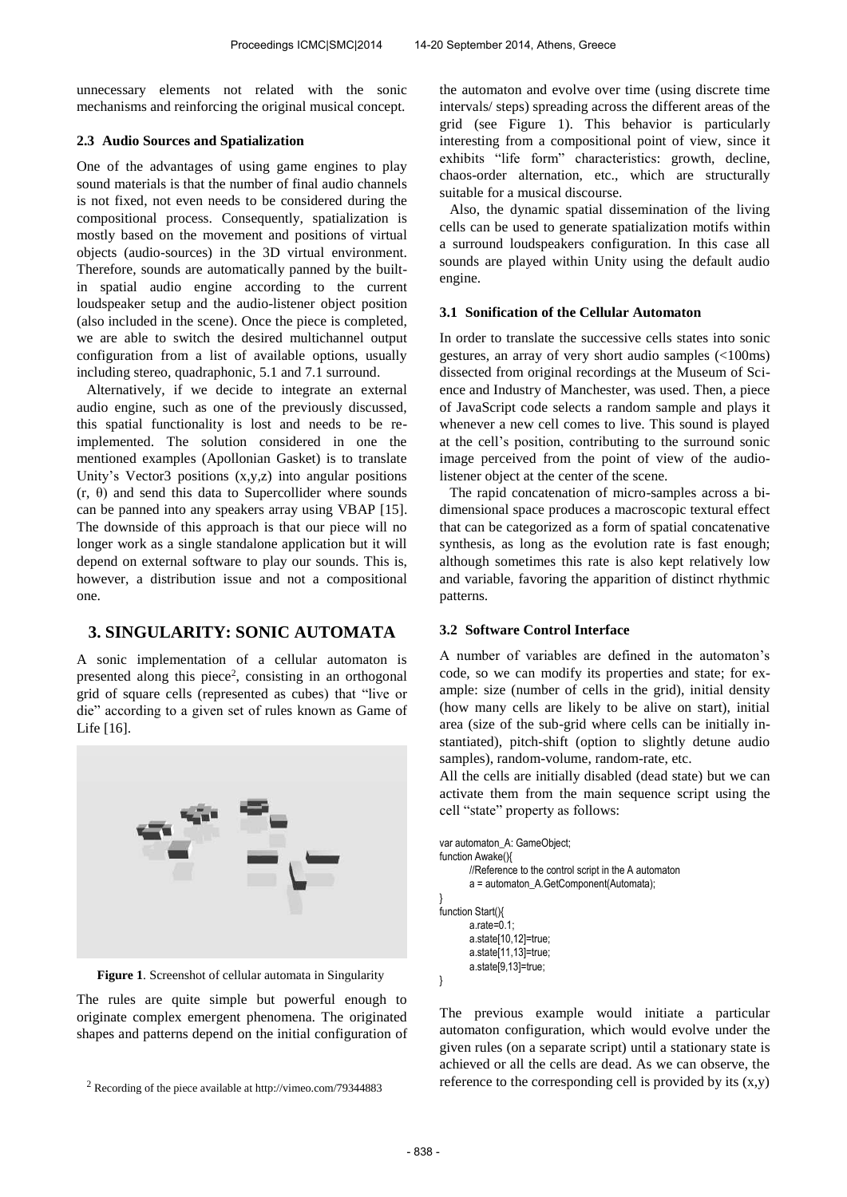unnecessary elements not related with the sonic mechanisms and reinforcing the original musical concept.

### 2.3 Audio Sources and Spatialization

One of the advantages of using game engines to play sound materials is that the number of final audio channels is not fixed, not even needs to be considered during the compositional process. Consequently, spatialization is mostly based on the movement and positions of virtual objects (audio-sources) in the 3D virtual environment. Therefore, sounds are automatically panned by the built-in spatial audio engine according to the current loudspeaker setup and the audio-listener object position (also included in the scene). Once the piece is completed, we are able to switch the desired multichannel output configuration from a list of available options, usually including stereo, quadraphonic, 5.1 and 7.1 surround.

Alternatively, if we decide to integrate an external audio engine, such as one of the previously discussed, this spatial functionality is lost and needs to be re-implemented. The solution considered in one the mentioned examples (Apollonian Gasket) is to translate Unity's Vector3 positions (x,y,z) into angular positions (r, θ) and send this data to Supercollider where sounds can be panned into any speakers array using VBAP [15]. The downside of this approach is that our piece will no longer work as a single standalone application but it will depend on external software to play our sounds. This is, however, a distribution issue and not a compositional one.

## 3. SINGULARITY: SONIC AUTOMATA

A sonic implementation of a cellular automaton is presented along this piece[2], consisting in an orthogonal grid of square cells (represented as cubes) that "live or die" according to a given set of rules known as Game of Life [16].

**Figure 1**. Screenshot of cellular automata in Singularity

The rules are quite simple but powerful enough to originate complex emergent phenomena. The originated shapes and patterns depend on the initial configuration of the automaton and evolve over time (using discrete time intervals/ steps) spreading across the different areas of the grid (see Figure 1). This behavior is particularly interesting from a compositional point of view, since it exhibits "life form" characteristics: growth, decline, chaos-order alternation, etc., which are structurally suitable for a musical discourse.

Also, the dynamic spatial dissemination of the living cells can be used to generate spatialization motifs within a surround loudspeakers configuration. In this case all sounds are played within Unity using the default audio engine.

### 3.1 Sonification of the Cellular Automaton

In order to translate the successive cells states into sonic gestures, an array of very short audio samples (<100ms) dissected from original recordings at the Museum of Science and Industry of Manchester, was used. Then, a piece of JavaScript code selects a random sample and plays it whenever a new cell comes to live. This sound is played at the cell's position, contributing to the surround sonic image perceived from the point of view of the audio-listener object at the center of the scene.

The rapid concatenation of micro-samples across a bi-dimensional space produces a macroscopic textural effect that can be categorized as a form of spatial concatenative synthesis, as long as the evolution rate is fast enough; although sometimes this rate is also kept relatively low and variable, favoring the apparition of distinct rhythmic patterns.

### 3.2 Software Control Interface

A number of variables are defined in the automaton's code, so we can modify its properties and state; for example: size (number of cells in the grid), initial density (how many cells are likely to be alive on start), initial area (size of the sub-grid where cells can be initially instantiated), pitch-shift (option to slightly detune audio samples), random-volume, random-rate, etc.

All the cells are initially disabled (dead state) but we can activate them from the main sequence script using the cell "state" property as follows:

```
var automaton_A: GameObject;
function Awake(){
	//Reference to the control script in the A automaton
	a = automaton_A.GetComponent(Automata);
}
function Start(){
	a.rate=0.1;
	a.state[10,12]=true;
	a.state[11,13]=true;
	a.state[9,13]=true;
}
```

The previous example would initiate a particular automaton configuration, which would evolve under the given rules (on a separate script) until a stationary state is achieved or all the cells are dead. As we can observe, the reference to the corresponding cell is provided by its (x,y)

[2] Recording of the piece available at http://vimeo.com/79344883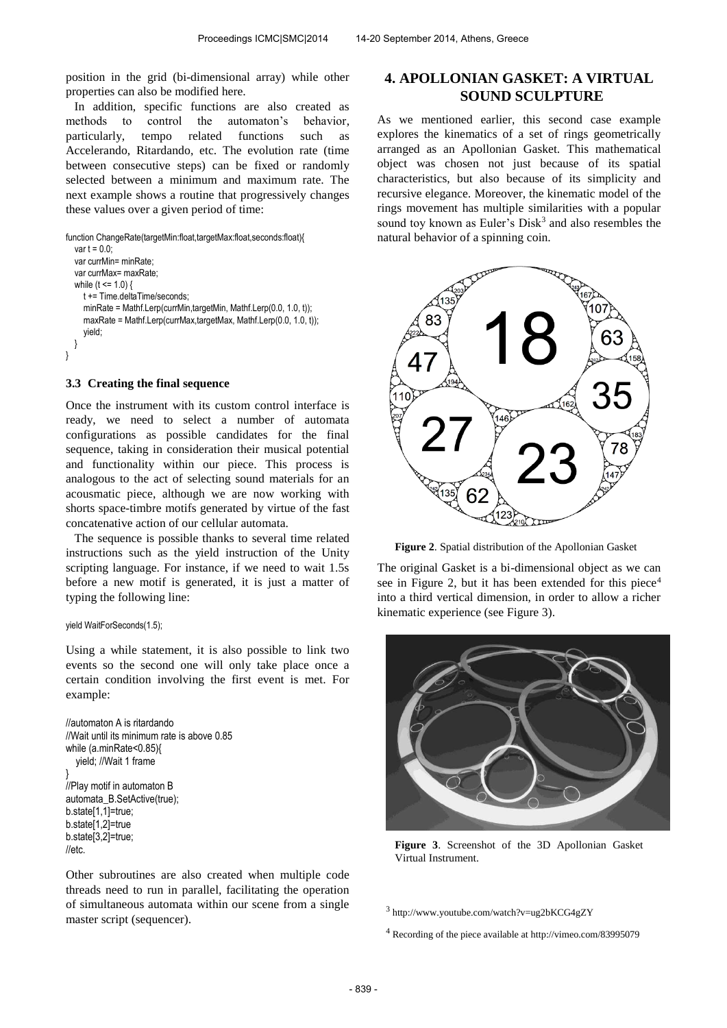position in the grid (bi-dimensional array) while other properties can also be modified here.

In addition, specific functions are also created as methods to control the automaton's behavior, particularly, tempo related functions such as Accelerando, Ritardando, etc. The evolution rate (time between consecutive steps) can be fixed or randomly selected between a minimum and maximum rate. The next example shows a routine that progressively changes these values over a given period of time:

```
function ChangeRate(targetMin:float,targetMax:float,seconds:float){
   var t = 0.0;
   var currMin= minRate;
   var currMax= maxRate;
   while (t <= 1.0) {
      t += Time.deltaTime/seconds;
      minRate = Mathf.Lerp(currMin,targetMin, Mathf.Lerp(0.0, 1.0, t));
      maxRate = Mathf.Lerp(currMax,targetMax, Mathf.Lerp(0.0, 1.0, t));
      yield;
   }
}
```

### 3.3 Creating the final sequence

Once the instrument with its custom control interface is ready, we need to select a number of automata configurations as possible candidates for the final sequence, taking in consideration their musical potential and functionality within our piece. This process is analogous to the act of selecting sound materials for an acousmatic piece, although we are now working with shorts space-timbre motifs generated by virtue of the fast concatenative action of our cellular automata.

The sequence is possible thanks to several time related instructions such as the yield instruction of the Unity scripting language. For instance, if we need to wait 1.5s before a new motif is generated, it is just a matter of typing the following line:

```
yield WaitForSeconds(1.5);
```

Using a while statement, it is also possible to link two events so the second one will only take place once a certain condition involving the first event is met. For example:

```
//automaton A is ritardando
//Wait until its minimum rate is above 0.85
while (a.minRate<0.85){
   yield; //Wait 1 frame
}
//Play motif in automaton B
automata_B.SetActive(true);
b.state[1,1]=true;
b.state[1,2]=true
b.state[3,2]=true;
//etc.
```

Other subroutines are also created when multiple code threads need to run in parallel, facilitating the operation of simultaneous automata within our scene from a single master script (sequencer).

## 4. APOLLONIAN GASKET: A VIRTUAL SOUND SCULPTURE

As we mentioned earlier, this second case example explores the kinematics of a set of rings geometrically arranged as an Apollonian Gasket. This mathematical object was chosen not just because of its spatial characteristics, but also because of its simplicity and recursive elegance. Moreover, the kinematic model of the rings movement has multiple similarities with a popular sound toy known as Euler's Disk[3] and also resembles the natural behavior of a spinning coin.

**Figure 2**. Spatial distribution of the Apollonian Gasket

The original Gasket is a bi-dimensional object as we can see in Figure 2, but it has been extended for this piece[4] into a third vertical dimension, in order to allow a richer kinematic experience (see Figure 3).

**Figure 3**. Screenshot of the 3D Apollonian Gasket Virtual Instrument.

[3] http://www.youtube.com/watch?v=ug2bKCG4gZY

[4] Recording of the piece available at http://vimeo.com/83995079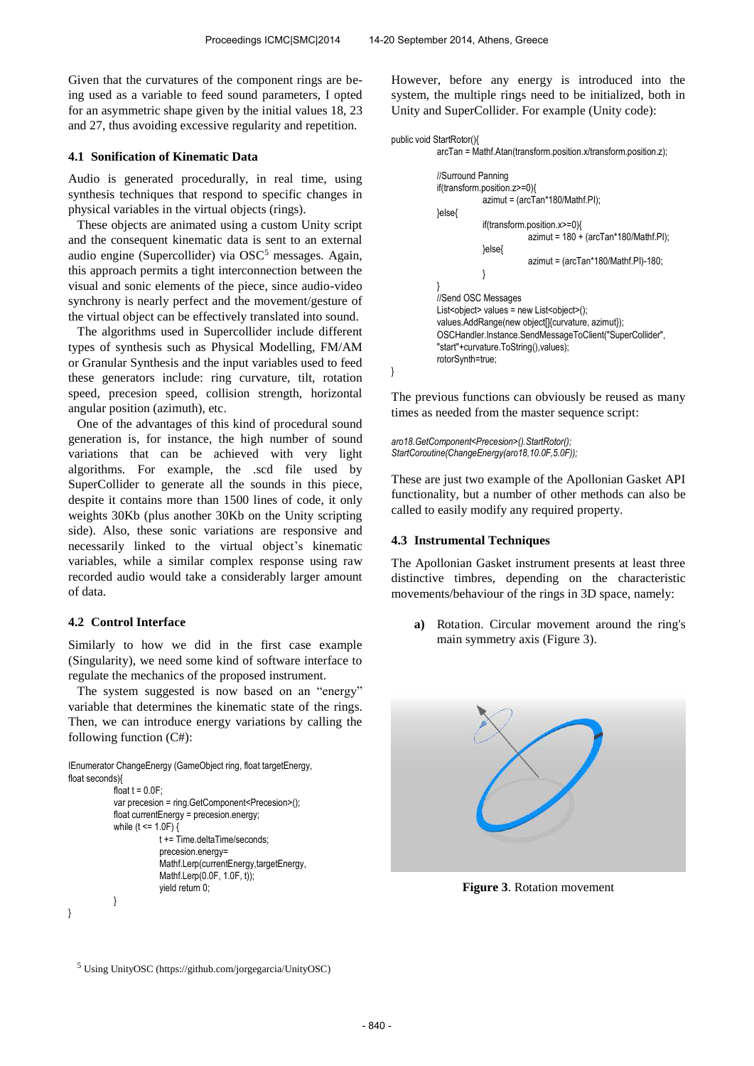Given that the curvatures of the component rings are being used as a variable to feed sound parameters, I opted for an asymmetric shape given by the initial values 18, 23 and 27, thus avoiding excessive regularity and repetition.

### 4.1 Sonification of Kinematic Data

Audio is generated procedurally, in real time, using synthesis techniques that respond to specific changes in physical variables in the virtual objects (rings).

These objects are animated using a custom Unity script and the consequent kinematic data is sent to an external audio engine (Supercollider) via OSC[5] messages. Again, this approach permits a tight interconnection between the visual and sonic elements of the piece, since audio-video synchrony is nearly perfect and the movement/gesture of the virtual object can be effectively translated into sound.

The algorithms used in Supercollider include different types of synthesis such as Physical Modelling, FM/AM or Granular Synthesis and the input variables used to feed these generators include: ring curvature, tilt, rotation speed, precesion speed, collision strength, horizontal angular position (azimuth), etc.

One of the advantages of this kind of procedural sound generation is, for instance, the high number of sound variations that can be achieved with very light algorithms. For example, the .scd file used by SuperCollider to generate all the sounds in this piece, despite it contains more than 1500 lines of code, it only weights 30Kb (plus another 30Kb on the Unity scripting side). Also, these sonic variations are responsive and necessarily linked to the virtual object's kinematic variables, while a similar complex response using raw recorded audio would take a considerably larger amount of data.

### 4.2 Control Interface

Similarly to how we did in the first case example (Singularity), we need some kind of software interface to regulate the mechanics of the proposed instrument.

The system suggested is now based on an "energy" variable that determines the kinematic state of the rings. Then, we can introduce energy variations by calling the following function (C#):

```
IEnumerator ChangeEnergy (GameObject ring, float targetEnergy,
float seconds){
        float t = 0.0F;
        var precesion = ring.GetComponent<Precesion>();
        float currentEnergy = precesion.energy;
        while (t <= 1.0F) {
                t += Time.deltaTime/seconds;
                precesion.energy=
                Mathf.Lerp(currentEnergy,targetEnergy,
                Mathf.Lerp(0.0F, 1.0F, t));
                yield return 0;
        }
}
```

However, before any energy is introduced into the system, the multiple rings need to be initialized, both in Unity and SuperCollider. For example (Unity code):

```
public void StartRotor(){
        arcTan = Mathf.Atan(transform.position.x/transform.position.z);

        //Surround Panning
        if(transform.position.z>=0){
                azimut = (arcTan*180/Mathf.PI);
        }else{
                if(transform.position.x>=0){
                        azimut = 180 + (arcTan*180/Mathf.PI);
                }else{
                        azimut = (arcTan*180/Mathf.PI)-180;
                }
        }
        //Send OSC Messages
        List<object> values = new List<object>();
        values.AddRange(new object[]{curvature, azimut});
        OSCHandler.Instance.SendMessageToClient("SuperCollider",
        "start"+curvature.ToString(),values);
        rotorSynth=true;
}
```

The previous functions can obviously be reused as many times as needed from the master sequence script:

```
aro18.GetComponent<Precesion>().StartRotor();
StartCoroutine(ChangeEnergy(aro18,10.0F,5.0F));
```

These are just two example of the Apollonian Gasket API functionality, but a number of other methods can also be called to easily modify any required property.

### 4.3 Instrumental Techniques

The Apollonian Gasket instrument presents at least three distinctive timbres, depending on the characteristic movements/behaviour of the rings in 3D space, namely:

- **a)** Rotation. Circular movement around the ring's main symmetry axis (Figure 3).

**Figure 3**. Rotation movement

[5] Using UnityOSC (https://github.com/jorgegarcia/UnityOSC)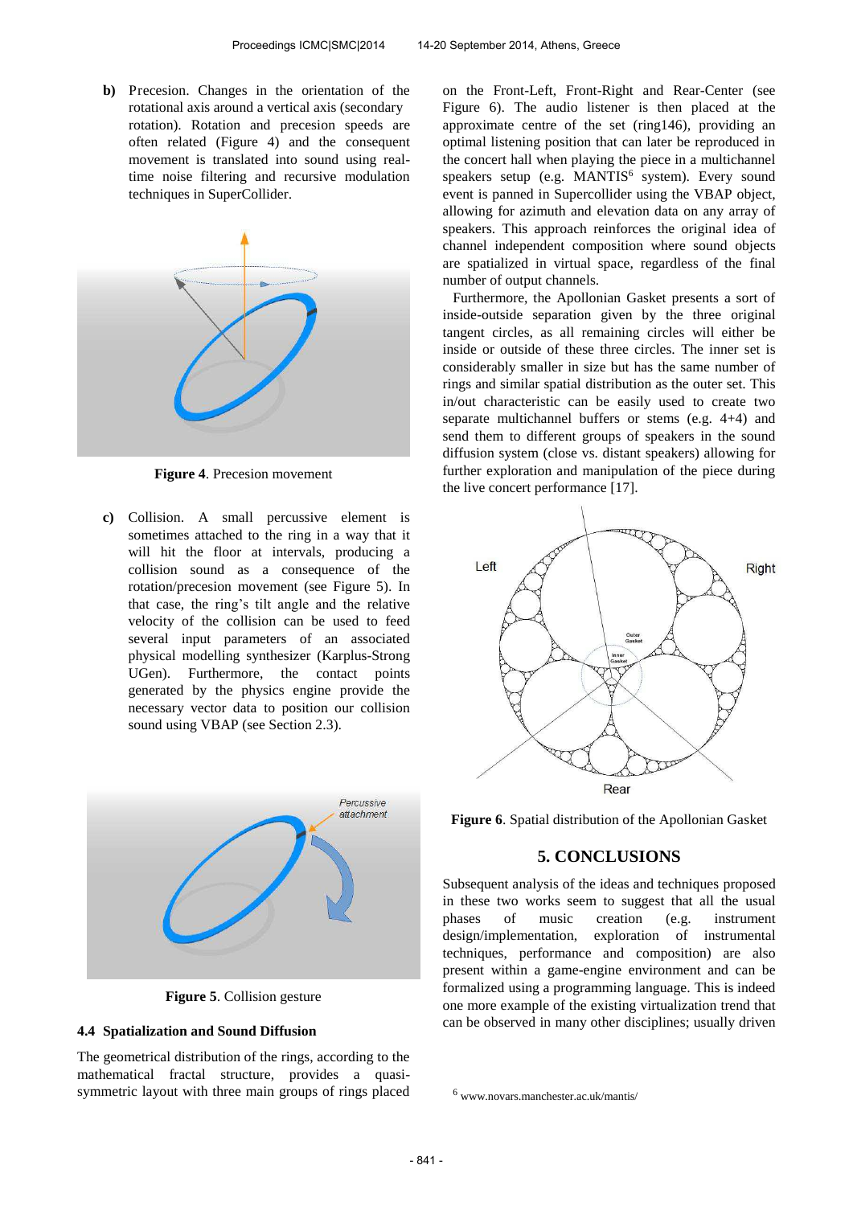**b)** Precesion. Changes in the orientation of the rotational axis around a vertical axis (secondary rotation). Rotation and precesion speeds are often related (Figure 4) and the consequent movement is translated into sound using real-time noise filtering and recursive modulation techniques in SuperCollider.

**Figure 4**. Precesion movement

**c)** Collision. A small percussive element is sometimes attached to the ring in a way that it will hit the floor at intervals, producing a collision sound as a consequence of the rotation/precesion movement (see Figure 5). In that case, the ring's tilt angle and the relative velocity of the collision can be used to feed several input parameters of an associated physical modelling synthesizer (Karplus-Strong UGen). Furthermore, the contact points generated by the physics engine provide the necessary vector data to position our collision sound using VBAP (see Section 2.3).

**Figure 5**. Collision gesture

### 4.4 Spatialization and Sound Diffusion

The geometrical distribution of the rings, according to the mathematical fractal structure, provides a quasi-symmetric layout with three main groups of rings placed on the Front-Left, Front-Right and Rear-Center (see Figure 6). The audio listener is then placed at the approximate centre of the set (ring146), providing an optimal listening position that can later be reproduced in the concert hall when playing the piece in a multichannel speakers setup (e.g. MANTIS[6] system). Every sound event is panned in Supercollider using the VBAP object, allowing for azimuth and elevation data on any array of speakers. This approach reinforces the original idea of channel independent composition where sound objects are spatialized in virtual space, regardless of the final number of output channels.

Furthermore, the Apollonian Gasket presents a sort of inside-outside separation given by the three original tangent circles, as all remaining circles will either be inside or outside of these three circles. The inner set is considerably smaller in size but has the same number of rings and similar spatial distribution as the outer set. This in/out characteristic can be easily used to create two separate multichannel buffers or stems (e.g. 4+4) and send them to different groups of speakers in the sound diffusion system (close vs. distant speakers) allowing for further exploration and manipulation of the piece during the live concert performance [17].

**Figure 6**. Spatial distribution of the Apollonian Gasket

## 5. CONCLUSIONS

Subsequent analysis of the ideas and techniques proposed in these two works seem to suggest that all the usual phases of music creation (e.g. instrument design/implementation, exploration of instrumental techniques, performance and composition) are also present within a game-engine environment and can be formalized using a programming language. This is indeed one more example of the existing virtualization trend that can be observed in many other disciplines; usually driven

[6] www.novars.manchester.ac.uk/mantis/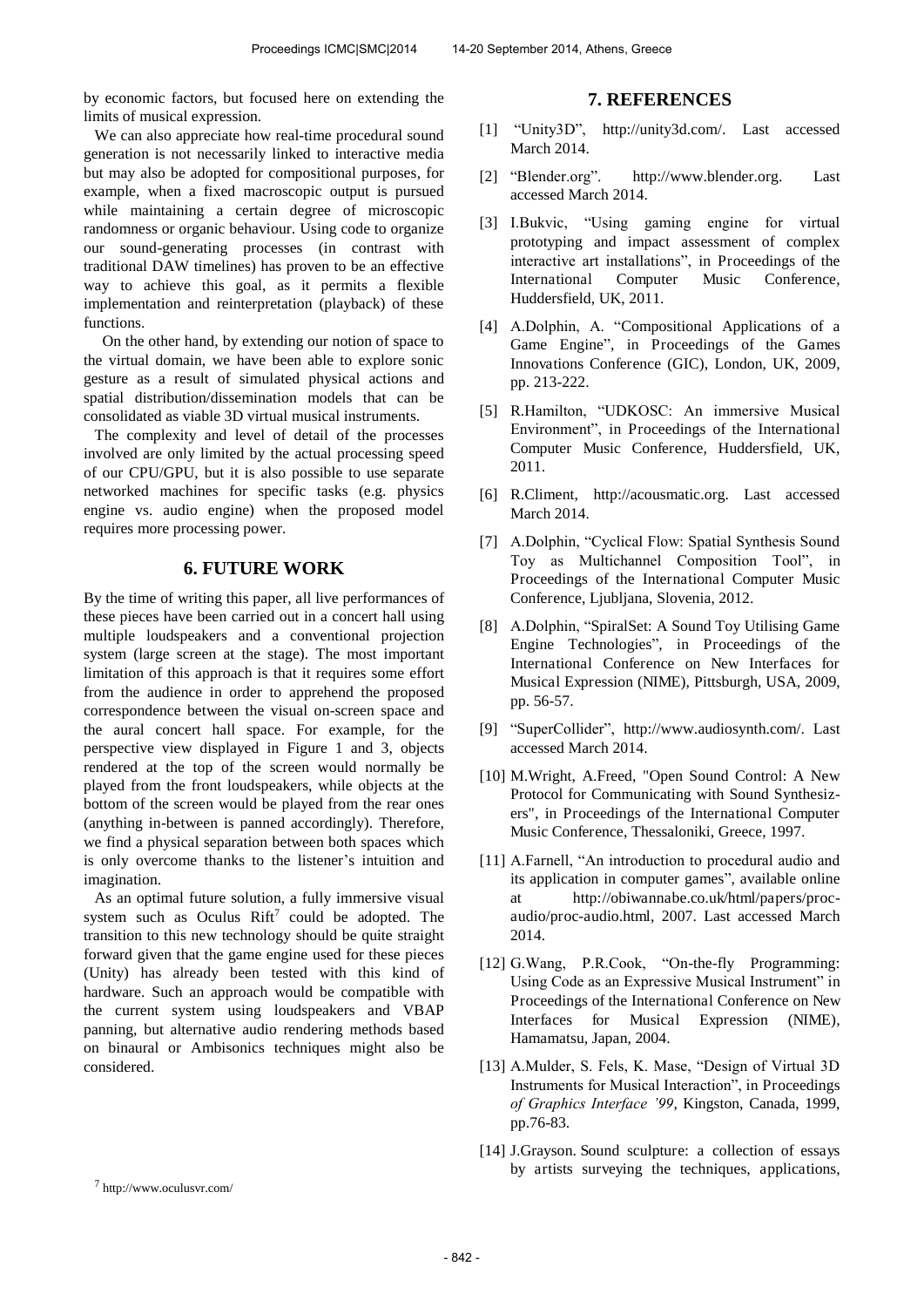by economic factors, but focused here on extending the limits of musical expression.

We can also appreciate how real-time procedural sound generation is not necessarily linked to interactive media but may also be adopted for compositional purposes, for example, when a fixed macroscopic output is pursued while maintaining a certain degree of microscopic randomness or organic behaviour. Using code to organize our sound-generating processes (in contrast with traditional DAW timelines) has proven to be an effective way to achieve this goal, as it permits a flexible implementation and reinterpretation (playback) of these functions.

On the other hand, by extending our notion of space to the virtual domain, we have been able to explore sonic gesture as a result of simulated physical actions and spatial distribution/dissemination models that can be consolidated as viable 3D virtual musical instruments.

The complexity and level of detail of the processes involved are only limited by the actual processing speed of our CPU/GPU, but it is also possible to use separate networked machines for specific tasks (e.g. physics engine vs. audio engine) when the proposed model requires more processing power.

## 6. FUTURE WORK

By the time of writing this paper, all live performances of these pieces have been carried out in a concert hall using multiple loudspeakers and a conventional projection system (large screen at the stage). The most important limitation of this approach is that it requires some effort from the audience in order to apprehend the proposed correspondence between the visual on-screen space and the aural concert hall space. For example, for the perspective view displayed in Figure 1 and 3, objects rendered at the top of the screen would normally be played from the front loudspeakers, while objects at the bottom of the screen would be played from the rear ones (anything in-between is panned accordingly). Therefore, we find a physical separation between both spaces which is only overcome thanks to the listener's intuition and imagination.

As an optimal future solution, a fully immersive visual system such as Oculus Rift[7] could be adopted. The transition to this new technology should be quite straight forward given that the game engine used for these pieces (Unity) has already been tested with this kind of hardware. Such an approach would be compatible with the current system using loudspeakers and VBAP panning, but alternative audio rendering methods based on binaural or Ambisonics techniques might also be considered.

[7] http://www.oculusvr.com/

## 7. REFERENCES

[1] "Unity3D", http://unity3d.com/. Last accessed March 2014.

[2] "Blender.org". http://www.blender.org. Last accessed March 2014.

[3] I.Bukvic, "Using gaming engine for virtual prototyping and impact assessment of complex interactive art installations", in Proceedings of the International Computer Music Conference, Huddersfield, UK, 2011.

[4] A.Dolphin, A. "Compositional Applications of a Game Engine", in Proceedings of the Games Innovations Conference (GIC), London, UK, 2009, pp. 213-222.

[5] R.Hamilton, "UDKOSC: An immersive Musical Environment", in Proceedings of the International Computer Music Conference, Huddersfield, UK, 2011.

[6] R.Climent, http://acousmatic.org. Last accessed March 2014.

[7] A.Dolphin, "Cyclical Flow: Spatial Synthesis Sound Toy as Multichannel Composition Tool", in Proceedings of the International Computer Music Conference, Ljubljana, Slovenia, 2012.

[8] A.Dolphin, "SpiralSet: A Sound Toy Utilising Game Engine Technologies", in Proceedings of the International Conference on New Interfaces for Musical Expression (NIME), Pittsburgh, USA, 2009, pp. 56-57.

[9] "SuperCollider", http://www.audiosynth.com/. Last accessed March 2014.

[10] M.Wright, A.Freed, "Open Sound Control: A New Protocol for Communicating with Sound Synthesizers", in Proceedings of the International Computer Music Conference, Thessaloniki, Greece, 1997.

[11] A.Farnell, "An introduction to procedural audio and its application in computer games", available online at http://obiwannabe.co.uk/html/papers/proc-audio/proc-audio.html, 2007. Last accessed March 2014.

[12] G.Wang, P.R.Cook, "On-the-fly Programming: Using Code as an Expressive Musical Instrument" in Proceedings of the International Conference on New Interfaces for Musical Expression (NIME), Hamamatsu, Japan, 2004.

[13] A.Mulder, S. Fels, K. Mase, "Design of Virtual 3D Instruments for Musical Interaction", in Proceedings *of Graphics Interface '99*, Kingston, Canada, 1999, pp.76-83.

[14] J.Grayson. Sound sculpture: a collection of essays by artists surveying the techniques, applications,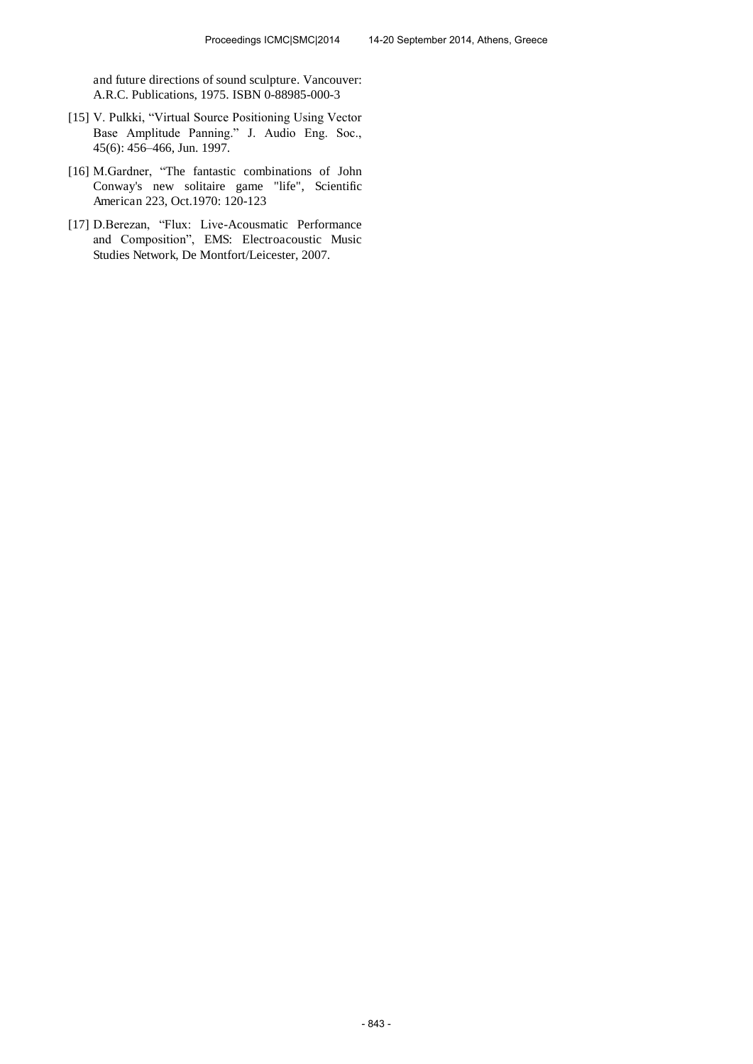and future directions of sound sculpture. Vancouver: A.R.C. Publications, 1975. ISBN 0-88985-000-3

[15] V. Pulkki, “Virtual Source Positioning Using Vector Base Amplitude Panning.” J. Audio Eng. Soc., 45(6): 456–466, Jun. 1997.

[16] M.Gardner, “The fantastic combinations of John Conway's new solitaire game "life", Scientific American 223, Oct.1970: 120-123

[17] D.Berezan, “Flux: Live-Acousmatic Performance and Composition”, EMS: Electroacoustic Music Studies Network, De Montfort/Leicester, 2007.